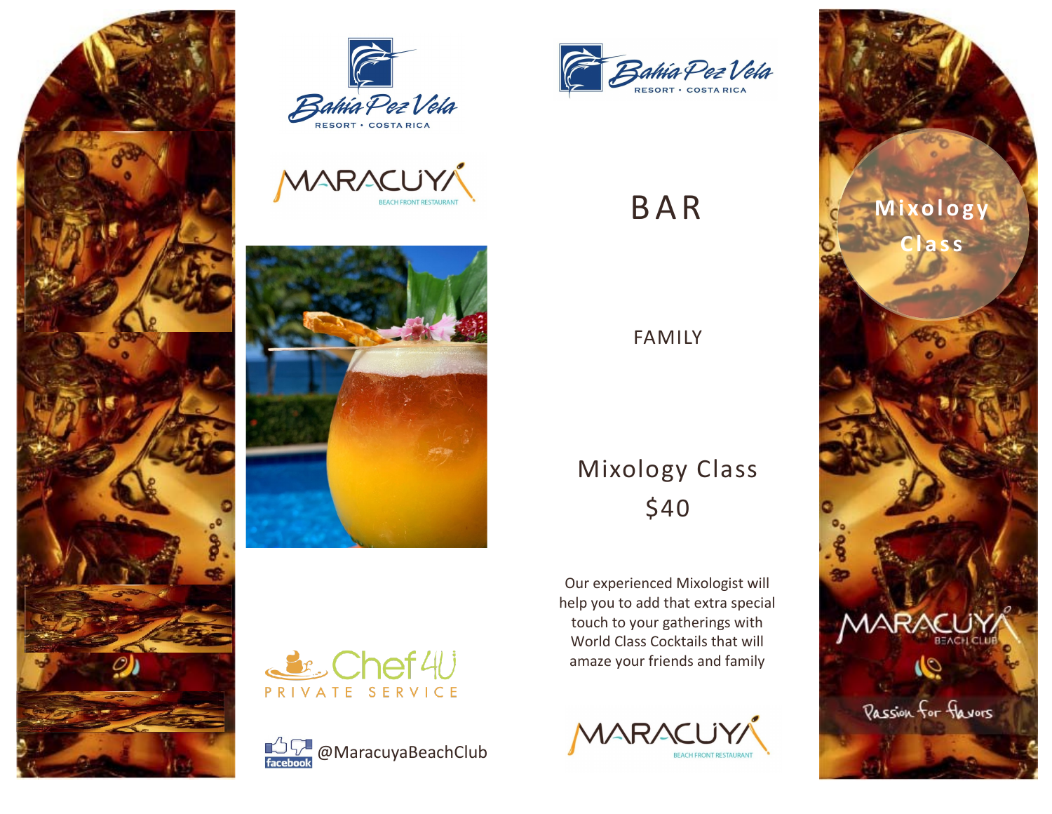Bahia Pez Vela
RESORT • COSTA RICA

MARACUYA
BEACH FRONT RESTAURANT

Chef 4U
PRIVATE SERVICE

@MaracuyaBeachClub

Bahia Pez Vela
RESORT • COSTA RICA

# BAR

FAMILY

## Mixology Class
## $40

Our experienced Mixologist will help you to add that extra special touch to your gatherings with World Class Cocktails that will amaze your friends and family

MARACUYA
BEACH FRONT RESTAURANT

Mixology Class

MARACUYA
BEACH CLUB

Passion for flavors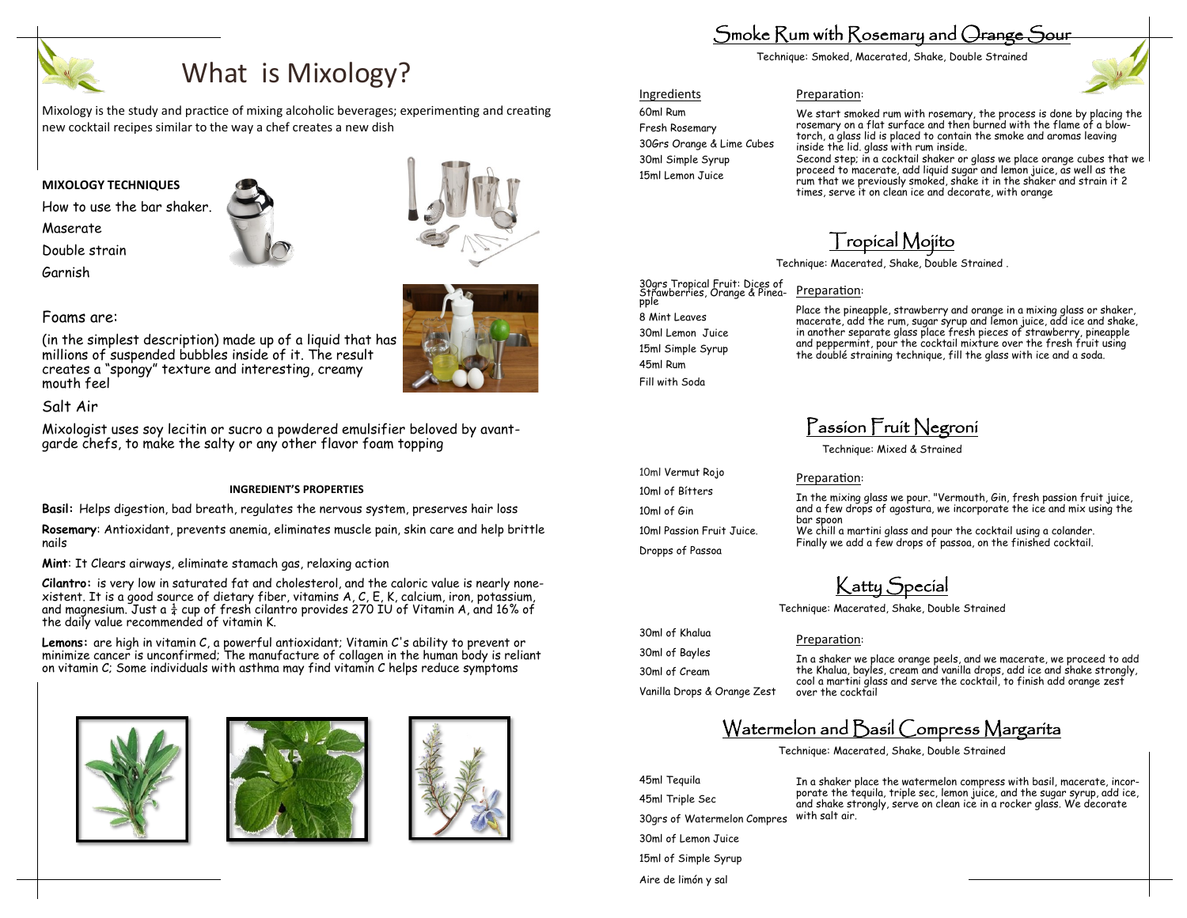# What is Mixology?

Mixology is the study and practice of mixing alcoholic beverages; experimenting and creating new cocktail recipes similar to the way a chef creates a new dish

**MIXOLOGY TECHNIQUES**

How to use the bar shaker.

Maserate

Double strain

Garnish

Foams are:

(in the simplest description) made up of a liquid that has millions of suspended bubbles inside of it. The result creates a "spongy" texture and interesting, creamy mouth feel

Salt Air

Mixologist uses soy lecitin or sucro a powdered emulsifier beloved by avant-garde chefs, to make the salty or any other flavor foam topping

**INGREDIENT'S PROPERTIES**

**Basil:** Helps digestion, bad breath, regulates the nervous system, preserves hair loss

**Rosemary**: Antioxidant, prevents anemia, eliminates muscle pain, skin care and help brittle nails

**Mint**: It Clears airways, eliminate stamach gas, relaxing action

**Cilantro:** is very low in saturated fat and cholesterol, and the caloric value is nearly none-xistent. It is a good source of dietary fiber, vitamins A, C, E, K, calcium, iron, potassium, and magnesium. Just a ¼ cup of fresh cilantro provides 270 IU of Vitamin A, and 16% of the daily value recommended of vitamin K.

**Lemons:** are high in vitamin C, a powerful antioxidant; Vitamin C's ability to prevent or minimize cancer is unconfirmed; The manufacture of collagen in the human body is reliant on vitamin C; Some individuals with asthma may find vitamin C helps reduce symptoms

## Smoke Rum with Rosemary and Orange Sour

Technique: Smoked, Macerated, Shake, Double Strained

**Ingredients**

- 60ml Rum
- Fresh Rosemary
- 30Grs Orange & Lime Cubes
- 30ml Simple Syrup
- 15ml Lemon Juice

**Preparation:**

We start smoked rum with rosemary, the process is done by placing the rosemary on a flat surface and then burned with the flame of a blow-torch, a glass lid is placed to contain the smoke and aromas leaving inside the lid. glass with rum inside.
Second step; in a cocktail shaker or glass we place orange cubes that we proceed to macerate, add liquid sugar and lemon juice, as well as the rum that we previously smoked, shake it in the shaker and strain it 2 times, serve it on clean ice and decorate, with orange

## Tropical Mojito

Technique: Macerated, Shake, Double Strained .

- 30grs Tropical Fruit: Dices of Strawberries, Orange & Pineapple
- 8 Mint Leaves
- 30ml Lemon Juice
- 15ml Simple Syrup
- 45ml Rum
- Fill with Soda

**Preparation:**

Place the pineapple, strawberry and orange in a mixing glass or shaker, macerate, add the rum, sugar syrup and lemon juice, add ice and shake, in another separate glass place fresh pieces of strawberry, pineapple and peppermint, pour the cocktail mixture over the fresh fruit using the doublé straining technique, fill the glass with ice and a soda.

## Passion Fruit Negroni

Technique: Mixed & Strained

- 10ml Vermut Rojo
- 10ml of Bítters
- 10ml of Gin
- 10ml Passion Fruit Juice.
- Dropps of Passoa

**Preparation:**

In the mixing glass we pour. "Vermouth, Gin, fresh passion fruit juice, and a few drops of agostura, we incorporate the ice and mix using the bar spoon
We chill a martini glass and pour the cocktail using a colander.
Finally we add a few drops of passoa, on the finished cocktail.

## Katty Special

Technique: Macerated, Shake, Double Strained

- 30ml of Khalua
- 30ml of Bayles
- 30ml of Cream
- Vanilla Drops & Orange Zest

**Preparation:**

In a shaker we place orange peels, and we macerate, we proceed to add the Khalua, bayles, cream and vanilla drops, add ice and shake strongly, cool a martini glass and serve the cocktail, to finish add orange zest over the cocktail

## Watermelon and Basil Compress Margarita

Technique: Macerated, Shake, Double Strained

- 45ml Tequila
- 45ml Triple Sec
- 30grs of Watermelon Compres
- 30ml of Lemon Juice
- 15ml of Simple Syrup
- Aire de limón y sal

In a shaker place the watermelon compress with basil, macerate, incorporate the tequila, triple sec, lemon juice, and the sugar syrup, add ice, and shake strongly, serve on clean ice in a rocker glass. We decorate with salt air.